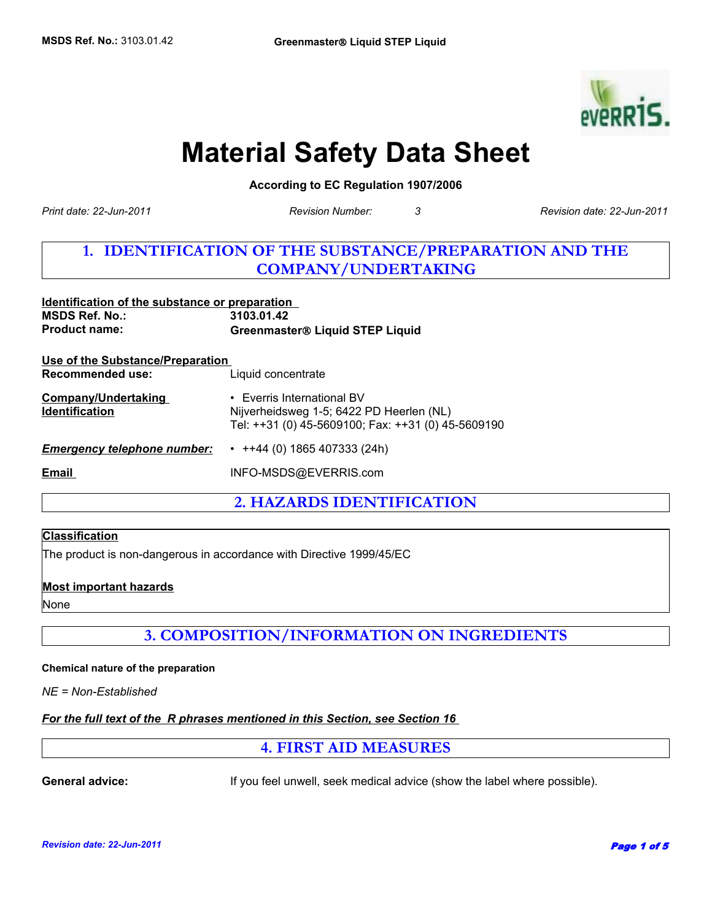# Material Safety Data Sheet

**According to EC Regulation 1907/2006**

*Print date: 22-Jun-2011* *Revision Number: 3* *Revision date: 22-Jun-2011*

## 1. IDENTIFICATION OF THE SUBSTANCE/PREPARATION AND THE COMPANY/UNDERTAKING

**Identification of the substance or preparation**

**MSDS Ref. No.:** **3103.01.42**

**Product name:** **Greenmaster® Liquid STEP Liquid**

**Use of the Substance/Preparation**

**Recommended use:** Liquid concentrate

**Company/Undertaking Identification**

- Everris International BV
Nijverheidsweg 1-5; 6422 PD Heerlen (NL)
Tel: ++31 (0) 45-5609100; Fax: ++31 (0) 45-5609190

***Emergency telephone number:***

- ++44 (0) 1865 407333 (24h)

**Email** INFO-MSDS@EVERRIS.com

## 2. HAZARDS IDENTIFICATION

**Classification**

The product is non-dangerous in accordance with Directive 1999/45/EC

**Most important hazards**

None

## 3. COMPOSITION/INFORMATION ON INGREDIENTS

**Chemical nature of the preparation**

*NE = Non-Established*

***For the full text of the R phrases mentioned in this Section, see Section 16***

## 4. FIRST AID MEASURES

**General advice:** If you feel unwell, seek medical advice (show the label where possible).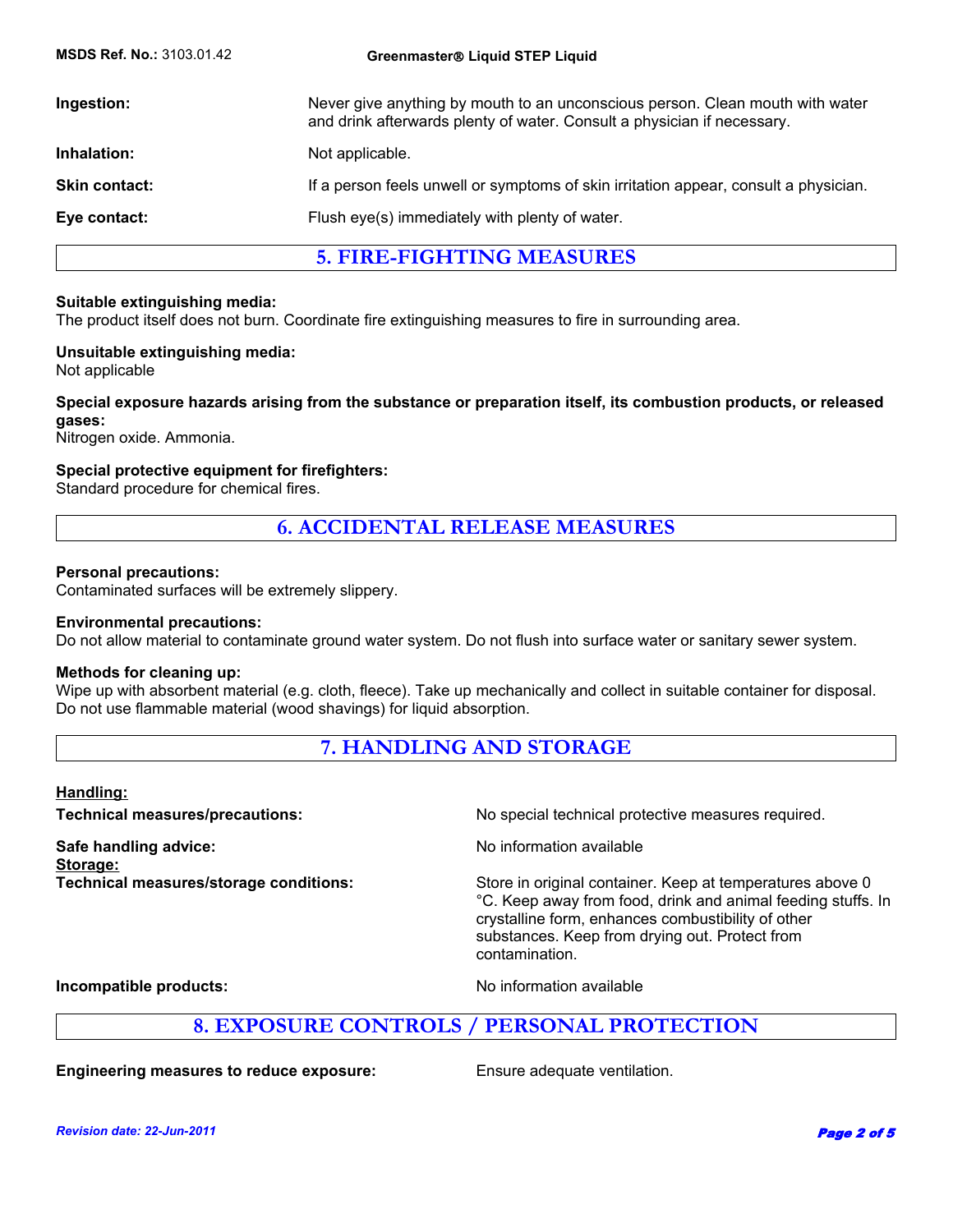| | |
|---|---|
| **Ingestion:** | Never give anything by mouth to an unconscious person. Clean mouth with water and drink afterwards plenty of water. Consult a physician if necessary. |
| **Inhalation:** | Not applicable. |
| **Skin contact:** | If a person feels unwell or symptoms of skin irritation appear, consult a physician. |
| **Eye contact:** | Flush eye(s) immediately with plenty of water. |

## 5. FIRE-FIGHTING MEASURES

**Suitable extinguishing media:**
The product itself does not burn. Coordinate fire extinguishing measures to fire in surrounding area.

**Unsuitable extinguishing media:**
Not applicable

**Special exposure hazards arising from the substance or preparation itself, its combustion products, or released gases:**
Nitrogen oxide. Ammonia.

**Special protective equipment for firefighters:**
Standard procedure for chemical fires.

## 6. ACCIDENTAL RELEASE MEASURES

**Personal precautions:**
Contaminated surfaces will be extremely slippery.

**Environmental precautions:**
Do not allow material to contaminate ground water system. Do not flush into surface water or sanitary sewer system.

**Methods for cleaning up:**
Wipe up with absorbent material (e.g. cloth, fleece). Take up mechanically and collect in suitable container for disposal. Do not use flammable material (wood shavings) for liquid absorption.

## 7. HANDLING AND STORAGE

**Handling:**

| | |
|---|---|
| **Technical measures/precautions:** | No special technical protective measures required. |
| **Safe handling advice:** | No information available |

**Storage:**

| | |
|---|---|
| **Technical measures/storage conditions:** | Store in original container. Keep at temperatures above 0 °C. Keep away from food, drink and animal feeding stuffs. In crystalline form, enhances combustibility of other substances. Keep from drying out. Protect from contamination. |
| **Incompatible products:** | No information available |

## 8. EXPOSURE CONTROLS / PERSONAL PROTECTION

| | |
|---|---|
| **Engineering measures to reduce exposure:** | Ensure adequate ventilation. |

*Revision date: 22-Jun-2011*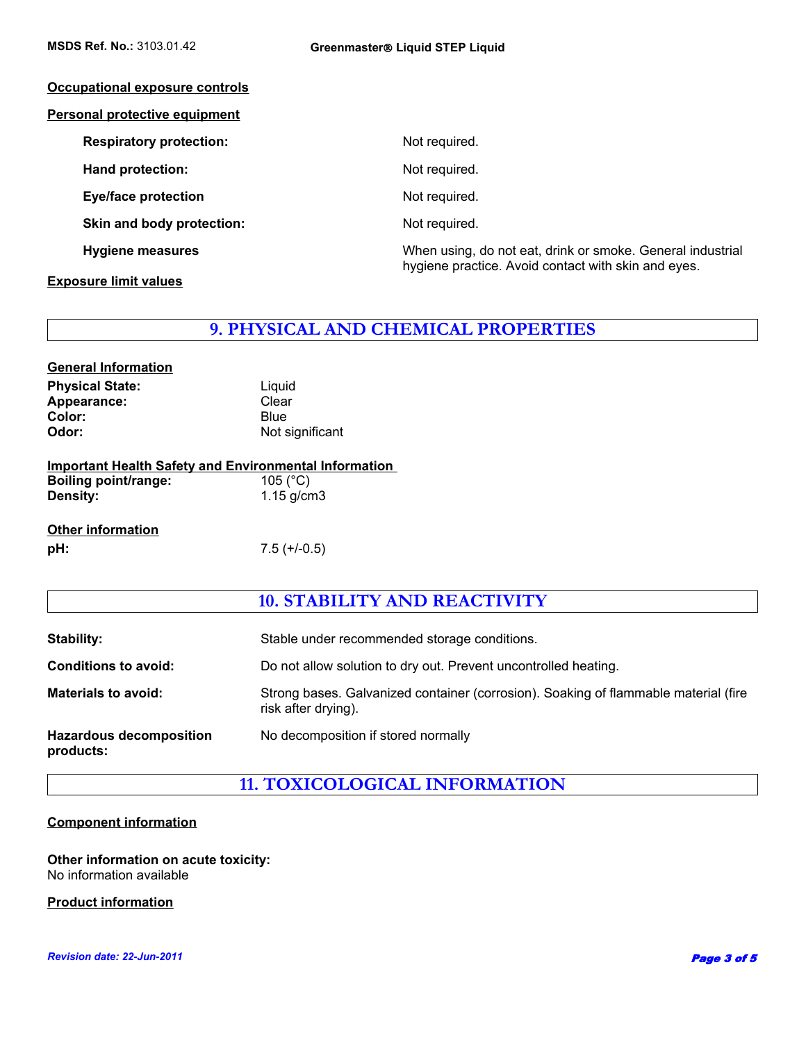**Occupational exposure controls**

**Personal protective equipment**

| | |
|---|---|
| **Respiratory protection:** | Not required. |
| **Hand protection:** | Not required. |
| **Eye/face protection** | Not required. |
| **Skin and body protection:** | Not required. |
| **Hygiene measures** | When using, do not eat, drink or smoke. General industrial hygiene practice. Avoid contact with skin and eyes. |

**Exposure limit values**

## 9. PHYSICAL AND CHEMICAL PROPERTIES

**General Information**

| | |
|---|---|
| **Physical State:** | Liquid |
| **Appearance:** | Clear |
| **Color:** | Blue |
| **Odor:** | Not significant |

**Important Health Safety and Environmental Information**

| | |
|---|---|
| **Boiling point/range:** | 105 (°C) |
| **Density:** | 1.15 g/cm3 |

**Other information**

| | |
|---|---|
| **pH:** | 7.5 (+/-0.5) |

## 10. STABILITY AND REACTIVITY

| | |
|---|---|
| **Stability:** | Stable under recommended storage conditions. |
| **Conditions to avoid:** | Do not allow solution to dry out. Prevent uncontrolled heating. |
| **Materials to avoid:** | Strong bases. Galvanized container (corrosion). Soaking of flammable material (fire risk after drying). |
| **Hazardous decomposition products:** | No decomposition if stored normally |

## 11. TOXICOLOGICAL INFORMATION

**Component information**

**Other information on acute toxicity:**
No information available

**Product information**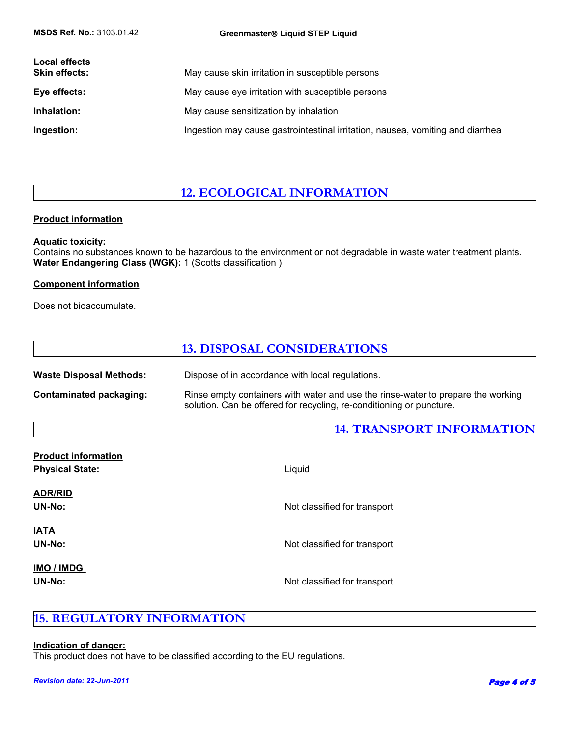**Local effects**

**Skin effects:** May cause skin irritation in susceptible persons

**Eye effects:** May cause eye irritation with susceptible persons

**Inhalation:** May cause sensitization by inhalation

**Ingestion:** Ingestion may cause gastrointestinal irritation, nausea, vomiting and diarrhea

## 12. ECOLOGICAL INFORMATION

**Product information**

**Aquatic toxicity:**
Contains no substances known to be hazardous to the environment or not degradable in waste water treatment plants.
**Water Endangering Class (WGK):** 1 (Scotts classification )

**Component information**

Does not bioaccumulate.

## 13. DISPOSAL CONSIDERATIONS

**Waste Disposal Methods:** Dispose of in accordance with local regulations.

**Contaminated packaging:** Rinse empty containers with water and use the rinse-water to prepare the working solution. Can be offered for recycling, re-conditioning or puncture.

## 14. TRANSPORT INFORMATION

**Product information**

**Physical State:** Liquid

**ADR/RID**

**UN-No:** Not classified for transport

**IATA**

**UN-No:** Not classified for transport

**IMO / IMDG**

**UN-No:** Not classified for transport

## 15. REGULATORY INFORMATION

**Indication of danger:**
This product does not have to be classified according to the EU regulations.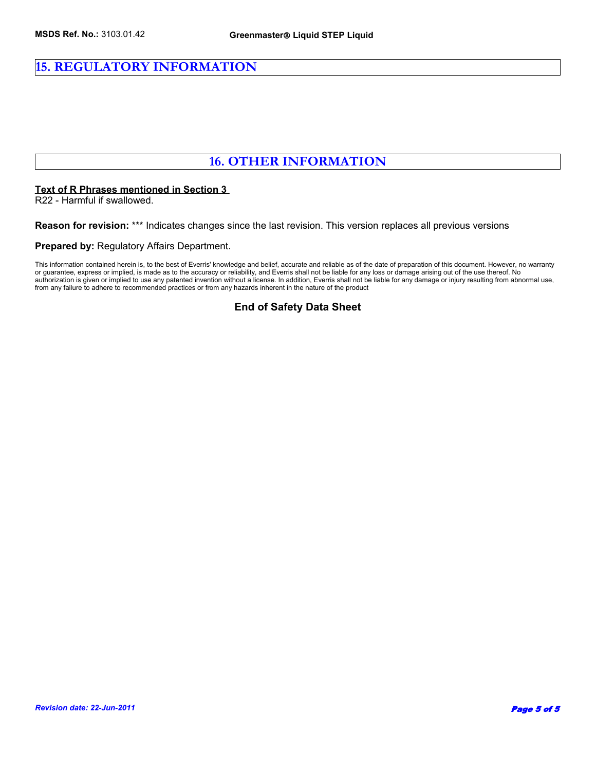## 15. REGULATORY INFORMATION

## 16. OTHER INFORMATION

**Text of R Phrases mentioned in Section 3**

R22 - Harmful if swallowed.

**Reason for revision:** *** Indicates changes since the last revision. This version replaces all previous versions

**Prepared by:** Regulatory Affairs Department.

This information contained herein is, to the best of Everris' knowledge and belief, accurate and reliable as of the date of preparation of this document. However, no warranty or guarantee, express or implied, is made as to the accuracy or reliability, and Everris shall not be liable for any loss or damage arising out of the use thereof. No authorization is given or implied to use any patented invention without a license. In addition, Everris shall not be liable for any damage or injury resulting from abnormal use, from any failure to adhere to recommended practices or from any hazards inherent in the nature of the product

**End of Safety Data Sheet**

*Revision date: 22-Jun-2011*